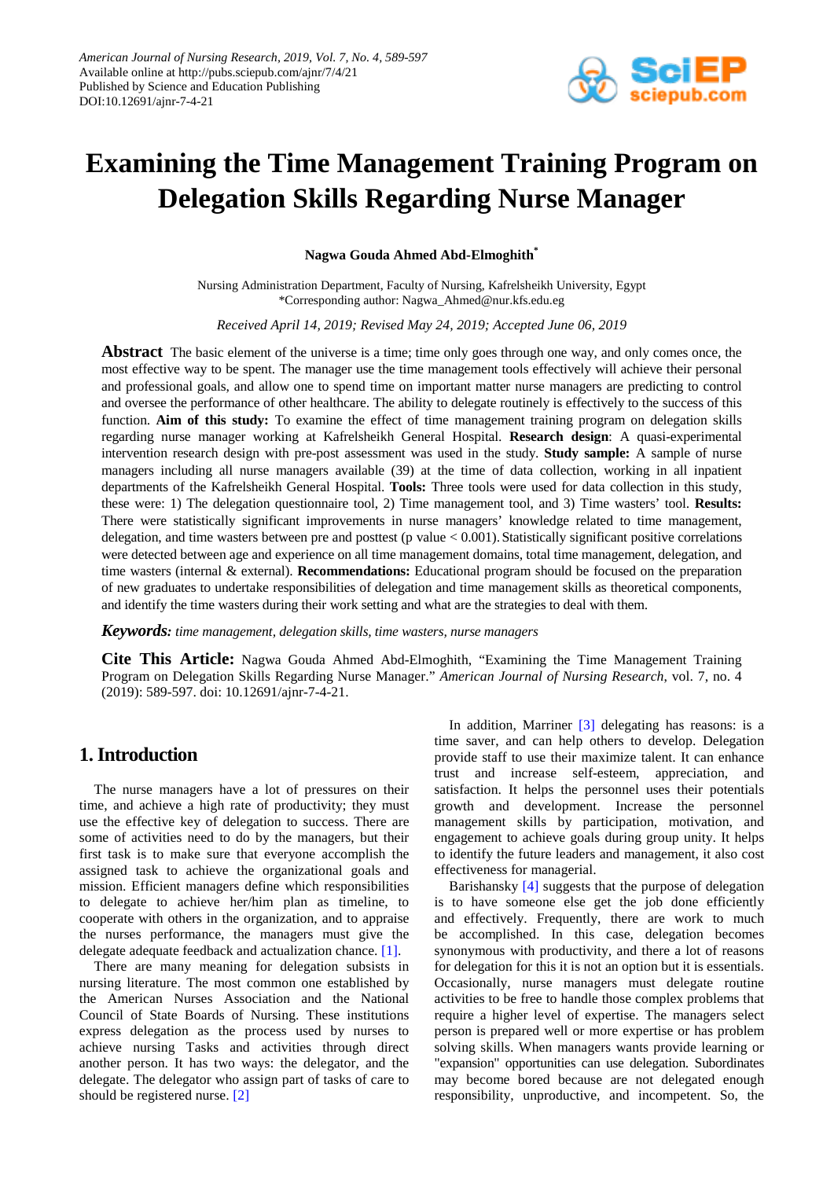# Examining the Time Management Training Program on Delegation Skills Regarding Nurse Manager

**Nagwa Gouda Ahmed Abd-Elmoghith***

Nursing Administration Department, Faculty of Nursing, Kafrelsheikh University, Egypt
*Corresponding author: Nagwa_Ahmed@nur.kfs.edu.eg

*Received April 14, 2019; Revised May 24, 2019; Accepted June 06, 2019*

**Abstract** The basic element of the universe is a time; time only goes through one way, and only comes once, the most effective way to be spent. The manager use the time management tools effectively will achieve their personal and professional goals, and allow one to spend time on important matter nurse managers are predicting to control and oversee the performance of other healthcare. The ability to delegate routinely is effectively to the success of this function. **Aim of this study:** To examine the effect of time management training program on delegation skills regarding nurse manager working at Kafrelsheikh General Hospital. **Research design**: A quasi-experimental intervention research design with pre-post assessment was used in the study. **Study sample:** A sample of nurse managers including all nurse managers available (39) at the time of data collection, working in all inpatient departments of the Kafrelsheikh General Hospital. **Tools:** Three tools were used for data collection in this study, these were: 1) The delegation questionnaire tool, 2) Time management tool, and 3) Time wasters' tool. **Results:** There were statistically significant improvements in nurse managers' knowledge related to time management, delegation, and time wasters between pre and posttest (p value < 0.001). Statistically significant positive correlations were detected between age and experience on all time management domains, total time management, delegation, and time wasters (internal & external). **Recommendations:** Educational program should be focused on the preparation of new graduates to undertake responsibilities of delegation and time management skills as theoretical components, and identify the time wasters during their work setting and what are the strategies to deal with them.

***Keywords:*** *time management, delegation skills, time wasters, nurse managers*

**Cite This Article:** Nagwa Gouda Ahmed Abd-Elmoghith, "Examining the Time Management Training Program on Delegation Skills Regarding Nurse Manager." *American Journal of Nursing Research*, vol. 7, no. 4 (2019): 589-597. doi: 10.12691/ajnr-7-4-21.

## 1. Introduction

The nurse managers have a lot of pressures on their time, and achieve a high rate of productivity; they must use the effective key of delegation to success. There are some of activities need to do by the managers, but their first task is to make sure that everyone accomplish the assigned task to achieve the organizational goals and mission. Efficient managers define which responsibilities to delegate to achieve her/him plan as timeline, to cooperate with others in the organization, and to appraise the nurses performance, the managers must give the delegate adequate feedback and actualization chance. [1].

There are many meaning for delegation subsists in nursing literature. The most common one established by the American Nurses Association and the National Council of State Boards of Nursing. These institutions express delegation as the process used by nurses to achieve nursing Tasks and activities through direct another person. It has two ways: the delegator, and the delegate. The delegator who assign part of tasks of care to should be registered nurse. [2]

In addition, Marriner [3] delegating has reasons: is a time saver, and can help others to develop. Delegation provide staff to use their maximize talent. It can enhance trust and increase self-esteem, appreciation, and satisfaction. It helps the personnel uses their potentials growth and development. Increase the personnel management skills by participation, motivation, and engagement to achieve goals during group unity. It helps to identify the future leaders and management, it also cost effectiveness for managerial.

Barishansky [4] suggests that the purpose of delegation is to have someone else get the job done efficiently and effectively. Frequently, there are work to much be accomplished. In this case, delegation becomes synonymous with productivity, and there a lot of reasons for delegation for this it is not an option but it is essentials. Occasionally, nurse managers must delegate routine activities to be free to handle those complex problems that require a higher level of expertise. The managers select person is prepared well or more expertise or has problem solving skills. When managers wants provide learning or "expansion" opportunities can use delegation. Subordinates may become bored because are not delegated enough responsibility, unproductive, and incompetent. So, the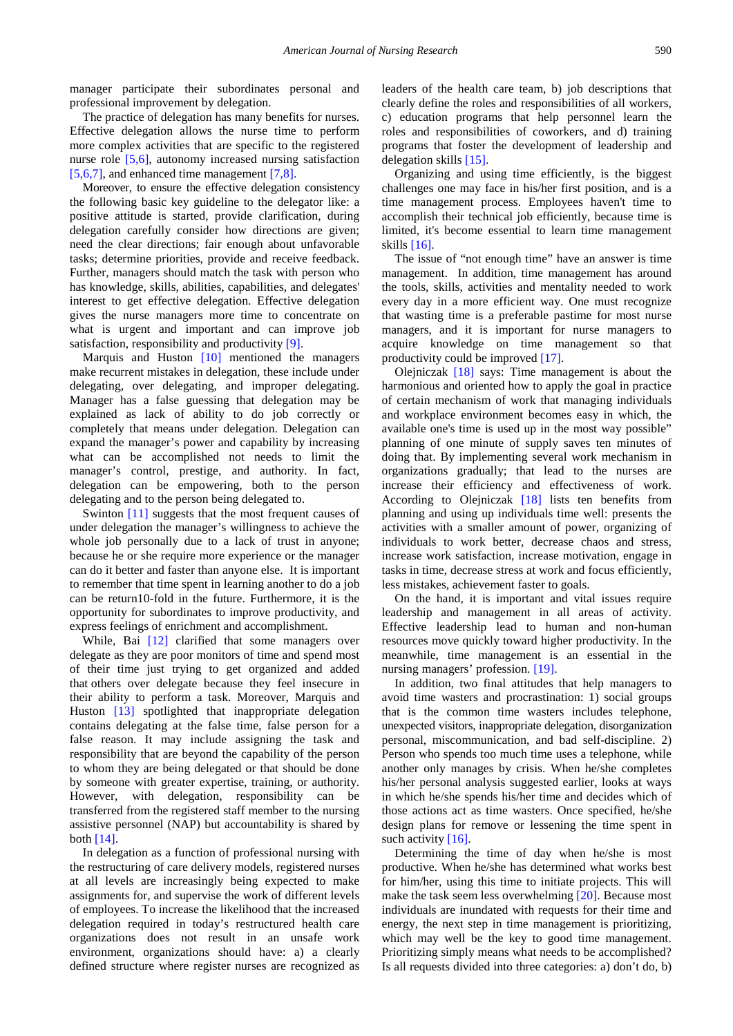manager participate their subordinates personal and professional improvement by delegation.

The practice of delegation has many benefits for nurses. Effective delegation allows the nurse time to perform more complex activities that are specific to the registered nurse role [5,6], autonomy increased nursing satisfaction [5,6,7], and enhanced time management [7,8].

Moreover, to ensure the effective delegation consistency the following basic key guideline to the delegator like: a positive attitude is started, provide clarification, during delegation carefully consider how directions are given; need the clear directions; fair enough about unfavorable tasks; determine priorities, provide and receive feedback. Further, managers should match the task with person who has knowledge, skills, abilities, capabilities, and delegates' interest to get effective delegation. Effective delegation gives the nurse managers more time to concentrate on what is urgent and important and can improve job satisfaction, responsibility and productivity [9].

Marquis and Huston [10] mentioned the managers make recurrent mistakes in delegation, these include under delegating, over delegating, and improper delegating. Manager has a false guessing that delegation may be explained as lack of ability to do job correctly or completely that means under delegation. Delegation can expand the manager's power and capability by increasing what can be accomplished not needs to limit the manager's control, prestige, and authority. In fact, delegation can be empowering, both to the person delegating and to the person being delegated to.

Swinton [11] suggests that the most frequent causes of under delegation the manager's willingness to achieve the whole job personally due to a lack of trust in anyone; because he or she require more experience or the manager can do it better and faster than anyone else. It is important to remember that time spent in learning another to do a job can be return10-fold in the future. Furthermore, it is the opportunity for subordinates to improve productivity, and express feelings of enrichment and accomplishment.

While, Bai [12] clarified that some managers over delegate as they are poor monitors of time and spend most of their time just trying to get organized and added that others over delegate because they feel insecure in their ability to perform a task. Moreover, Marquis and Huston [13] spotlighted that inappropriate delegation contains delegating at the false time, false person for a false reason. It may include assigning the task and responsibility that are beyond the capability of the person to whom they are being delegated or that should be done by someone with greater expertise, training, or authority. However, with delegation, responsibility can be transferred from the registered staff member to the nursing assistive personnel (NAP) but accountability is shared by both [14].

In delegation as a function of professional nursing with the restructuring of care delivery models, registered nurses at all levels are increasingly being expected to make assignments for, and supervise the work of different levels of employees. To increase the likelihood that the increased delegation required in today's restructured health care organizations does not result in an unsafe work environment, organizations should have: a) a clearly defined structure where register nurses are recognized as leaders of the health care team, b) job descriptions that clearly define the roles and responsibilities of all workers, c) education programs that help personnel learn the roles and responsibilities of coworkers, and d) training programs that foster the development of leadership and delegation skills [15].

Organizing and using time efficiently, is the biggest challenges one may face in his/her first position, and is a time management process. Employees haven't time to accomplish their technical job efficiently, because time is limited, it's become essential to learn time management skills [16].

The issue of "not enough time" have an answer is time management. In addition, time management has around the tools, skills, activities and mentality needed to work every day in a more efficient way. One must recognize that wasting time is a preferable pastime for most nurse managers, and it is important for nurse managers to acquire knowledge on time management so that productivity could be improved [17].

Olejniczak [18] says: Time management is about the harmonious and oriented how to apply the goal in practice of certain mechanism of work that managing individuals and workplace environment becomes easy in which, the available one's time is used up in the most way possible" planning of one minute of supply saves ten minutes of doing that. By implementing several work mechanism in organizations gradually; that lead to the nurses are increase their efficiency and effectiveness of work. According to Olejniczak [18] lists ten benefits from planning and using up individuals time well: presents the activities with a smaller amount of power, organizing of individuals to work better, decrease chaos and stress, increase work satisfaction, increase motivation, engage in tasks in time, decrease stress at work and focus efficiently, less mistakes, achievement faster to goals.

On the hand, it is important and vital issues require leadership and management in all areas of activity. Effective leadership lead to human and non-human resources move quickly toward higher productivity. In the meanwhile, time management is an essential in the nursing managers' profession. [19].

In addition, two final attitudes that help managers to avoid time wasters and procrastination: 1) social groups that is the common time wasters includes telephone, unexpected visitors, inappropriate delegation, disorganization personal, miscommunication, and bad self-discipline. 2) Person who spends too much time uses a telephone, while another only manages by crisis. When he/she completes his/her personal analysis suggested earlier, looks at ways in which he/she spends his/her time and decides which of those actions act as time wasters. Once specified, he/she design plans for remove or lessening the time spent in such activity [16].

Determining the time of day when he/she is most productive. When he/she has determined what works best for him/her, using this time to initiate projects. This will make the task seem less overwhelming [20]. Because most individuals are inundated with requests for their time and energy, the next step in time management is prioritizing, which may well be the key to good time management. Prioritizing simply means what needs to be accomplished? Is all requests divided into three categories: a) don't do, b)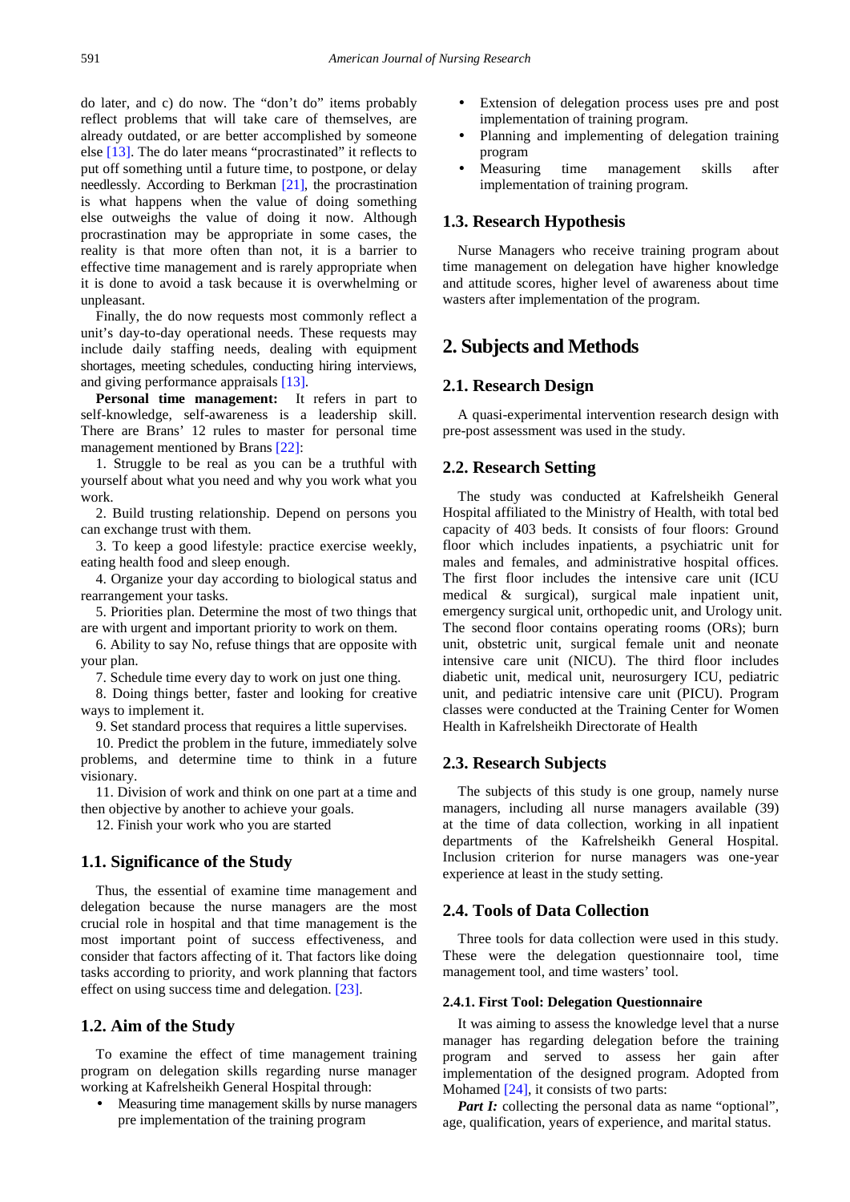do later, and c) do now. The "don't do" items probably reflect problems that will take care of themselves, are already outdated, or are better accomplished by someone else [13]. The do later means "procrastinated" it reflects to put off something until a future time, to postpone, or delay needlessly. According to Berkman [21], the procrastination is what happens when the value of doing something else outweighs the value of doing it now. Although procrastination may be appropriate in some cases, the reality is that more often than not, it is a barrier to effective time management and is rarely appropriate when it is done to avoid a task because it is overwhelming or unpleasant.

Finally, the do now requests most commonly reflect a unit's day-to-day operational needs. These requests may include daily staffing needs, dealing with equipment shortages, meeting schedules, conducting hiring interviews, and giving performance appraisals [13].

**Personal time management:** It refers in part to self-knowledge, self-awareness is a leadership skill. There are Brans' 12 rules to master for personal time management mentioned by Brans [22]:

1. Struggle to be real as you can be a truthful with yourself about what you need and why you work what you work.
2. Build trusting relationship. Depend on persons you can exchange trust with them.
3. To keep a good lifestyle: practice exercise weekly, eating health food and sleep enough.
4. Organize your day according to biological status and rearrangement your tasks.
5. Priorities plan. Determine the most of two things that are with urgent and important priority to work on them.
6. Ability to say No, refuse things that are opposite with your plan.
7. Schedule time every day to work on just one thing.
8. Doing things better, faster and looking for creative ways to implement it.
9. Set standard process that requires a little supervises.
10. Predict the problem in the future, immediately solve problems, and determine time to think in a future visionary.
11. Division of work and think on one part at a time and then objective by another to achieve your goals.
12. Finish your work who you are started

### 1.1. Significance of the Study

Thus, the essential of examine time management and delegation because the nurse managers are the most crucial role in hospital and that time management is the most important point of success effectiveness, and consider that factors affecting of it. That factors like doing tasks according to priority, and work planning that factors effect on using success time and delegation. [23].

### 1.2. Aim of the Study

To examine the effect of time management training program on delegation skills regarding nurse manager working at Kafrelsheikh General Hospital through:

- Measuring time management skills by nurse managers pre implementation of the training program
- Extension of delegation process uses pre and post implementation of training program.
- Planning and implementing of delegation training program
- Measuring time management skills after implementation of training program.

### 1.3. Research Hypothesis

Nurse Managers who receive training program about time management on delegation have higher knowledge and attitude scores, higher level of awareness about time wasters after implementation of the program.

## 2. Subjects and Methods

### 2.1. Research Design

A quasi-experimental intervention research design with pre-post assessment was used in the study.

### 2.2. Research Setting

The study was conducted at Kafrelsheikh General Hospital affiliated to the Ministry of Health, with total bed capacity of 403 beds. It consists of four floors: Ground floor which includes inpatients, a psychiatric unit for males and females, and administrative hospital offices. The first floor includes the intensive care unit (ICU medical & surgical), surgical male inpatient unit, emergency surgical unit, orthopedic unit, and Urology unit. The second floor contains operating rooms (ORs); burn unit, obstetric unit, surgical female unit and neonate intensive care unit (NICU). The third floor includes diabetic unit, medical unit, neurosurgery ICU, pediatric unit, and pediatric intensive care unit (PICU). Program classes were conducted at the Training Center for Women Health in Kafrelsheikh Directorate of Health

### 2.3. Research Subjects

The subjects of this study is one group, namely nurse managers, including all nurse managers available (39) at the time of data collection, working in all inpatient departments of the Kafrelsheikh General Hospital. Inclusion criterion for nurse managers was one-year experience at least in the study setting.

### 2.4. Tools of Data Collection

Three tools for data collection were used in this study. These were the delegation questionnaire tool, time management tool, and time wasters' tool.

#### 2.4.1. First Tool: Delegation Questionnaire

It was aiming to assess the knowledge level that a nurse manager has regarding delegation before the training program and served to assess her gain after implementation of the designed program. Adopted from Mohamed [24], it consists of two parts:

***Part I:*** collecting the personal data as name "optional", age, qualification, years of experience, and marital status.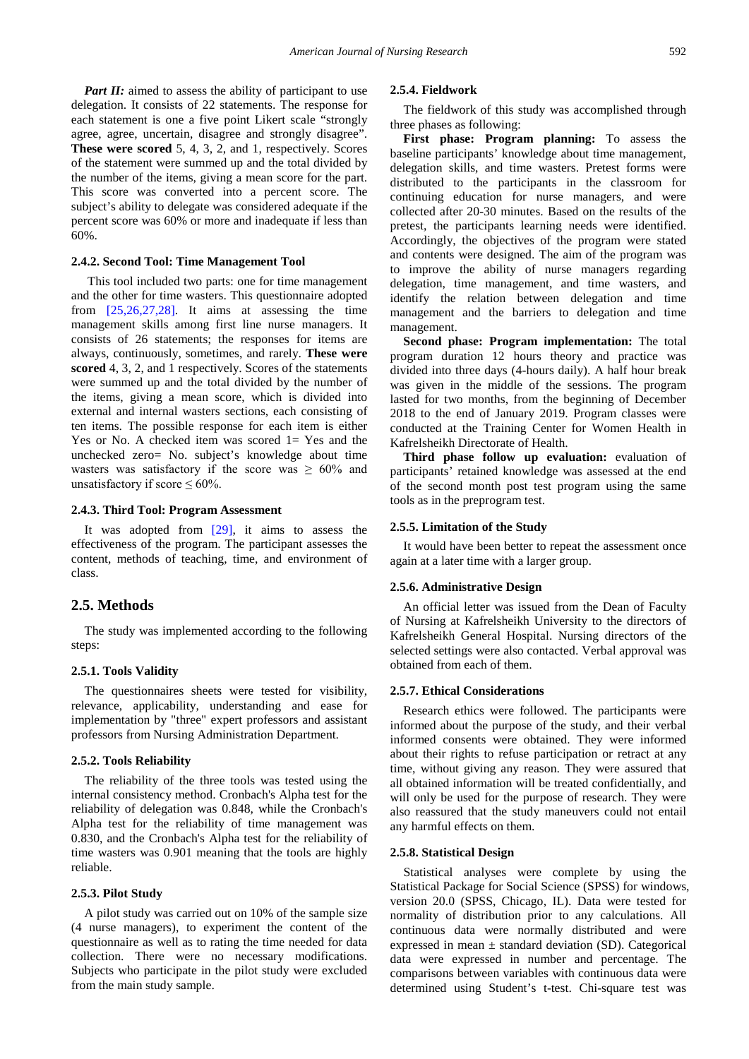***Part II:*** aimed to assess the ability of participant to use delegation. It consists of 22 statements. The response for each statement is one a five point Likert scale "strongly agree, agree, uncertain, disagree and strongly disagree". **These were scored** 5, 4, 3, 2, and 1, respectively. Scores of the statement were summed up and the total divided by the number of the items, giving a mean score for the part. This score was converted into a percent score. The subject's ability to delegate was considered adequate if the percent score was 60% or more and inadequate if less than 60%.

#### 2.4.2. Second Tool: Time Management Tool

This tool included two parts: one for time management and the other for time wasters. This questionnaire adopted from [25,26,27,28]. It aims at assessing the time management skills among first line nurse managers. It consists of 26 statements; the responses for items are always, continuously, sometimes, and rarely. **These were scored** 4, 3, 2, and 1 respectively. Scores of the statements were summed up and the total divided by the number of the items, giving a mean score, which is divided into external and internal wasters sections, each consisting of ten items. The possible response for each item is either Yes or No. A checked item was scored 1= Yes and the unchecked zero= No. subject's knowledge about time wasters was satisfactory if the score was $\geq$ 60% and unsatisfactory if score $\leq$ 60%.

#### 2.4.3. Third Tool: Program Assessment

It was adopted from [29], it aims to assess the effectiveness of the program. The participant assesses the content, methods of teaching, time, and environment of class.

### 2.5. Methods

The study was implemented according to the following steps:

#### 2.5.1. Tools Validity

The questionnaires sheets were tested for visibility, relevance, applicability, understanding and ease for implementation by "three" expert professors and assistant professors from Nursing Administration Department.

#### 2.5.2. Tools Reliability

The reliability of the three tools was tested using the internal consistency method. Cronbach's Alpha test for the reliability of delegation was 0.848, while the Cronbach's Alpha test for the reliability of time management was 0.830, and the Cronbach's Alpha test for the reliability of time wasters was 0.901 meaning that the tools are highly reliable.

#### 2.5.3. Pilot Study

A pilot study was carried out on 10% of the sample size (4 nurse managers), to experiment the content of the questionnaire as well as to rating the time needed for data collection. There were no necessary modifications. Subjects who participate in the pilot study were excluded from the main study sample.

#### 2.5.4. Fieldwork

The fieldwork of this study was accomplished through three phases as following:

**First phase: Program planning:** To assess the baseline participants' knowledge about time management, delegation skills, and time wasters. Pretest forms were distributed to the participants in the classroom for continuing education for nurse managers, and were collected after 20-30 minutes. Based on the results of the pretest, the participants learning needs were identified. Accordingly, the objectives of the program were stated and contents were designed. The aim of the program was to improve the ability of nurse managers regarding delegation, time management, and time wasters, and identify the relation between delegation and time management and the barriers to delegation and time management.

**Second phase: Program implementation:** The total program duration 12 hours theory and practice was divided into three days (4-hours daily). A half hour break was given in the middle of the sessions. The program lasted for two months, from the beginning of December 2018 to the end of January 2019. Program classes were conducted at the Training Center for Women Health in Kafrelsheikh Directorate of Health.

**Third phase follow up evaluation:** evaluation of participants' retained knowledge was assessed at the end of the second month post test program using the same tools as in the preprogram test.

#### 2.5.5. Limitation of the Study

It would have been better to repeat the assessment once again at a later time with a larger group.

#### 2.5.6. Administrative Design

An official letter was issued from the Dean of Faculty of Nursing at Kafrelsheikh University to the directors of Kafrelsheikh General Hospital. Nursing directors of the selected settings were also contacted. Verbal approval was obtained from each of them.

#### 2.5.7. Ethical Considerations

Research ethics were followed. The participants were informed about the purpose of the study, and their verbal informed consents were obtained. They were informed about their rights to refuse participation or retract at any time, without giving any reason. They were assured that all obtained information will be treated confidentially, and will only be used for the purpose of research. They were also reassured that the study maneuvers could not entail any harmful effects on them.

#### 2.5.8. Statistical Design

Statistical analyses were complete by using the Statistical Package for Social Science (SPSS) for windows, version 20.0 (SPSS, Chicago, IL). Data were tested for normality of distribution prior to any calculations. All continuous data were normally distributed and were expressed in mean ± standard deviation (SD). Categorical data were expressed in number and percentage. The comparisons between variables with continuous data were determined using Student's t-test. Chi-square test was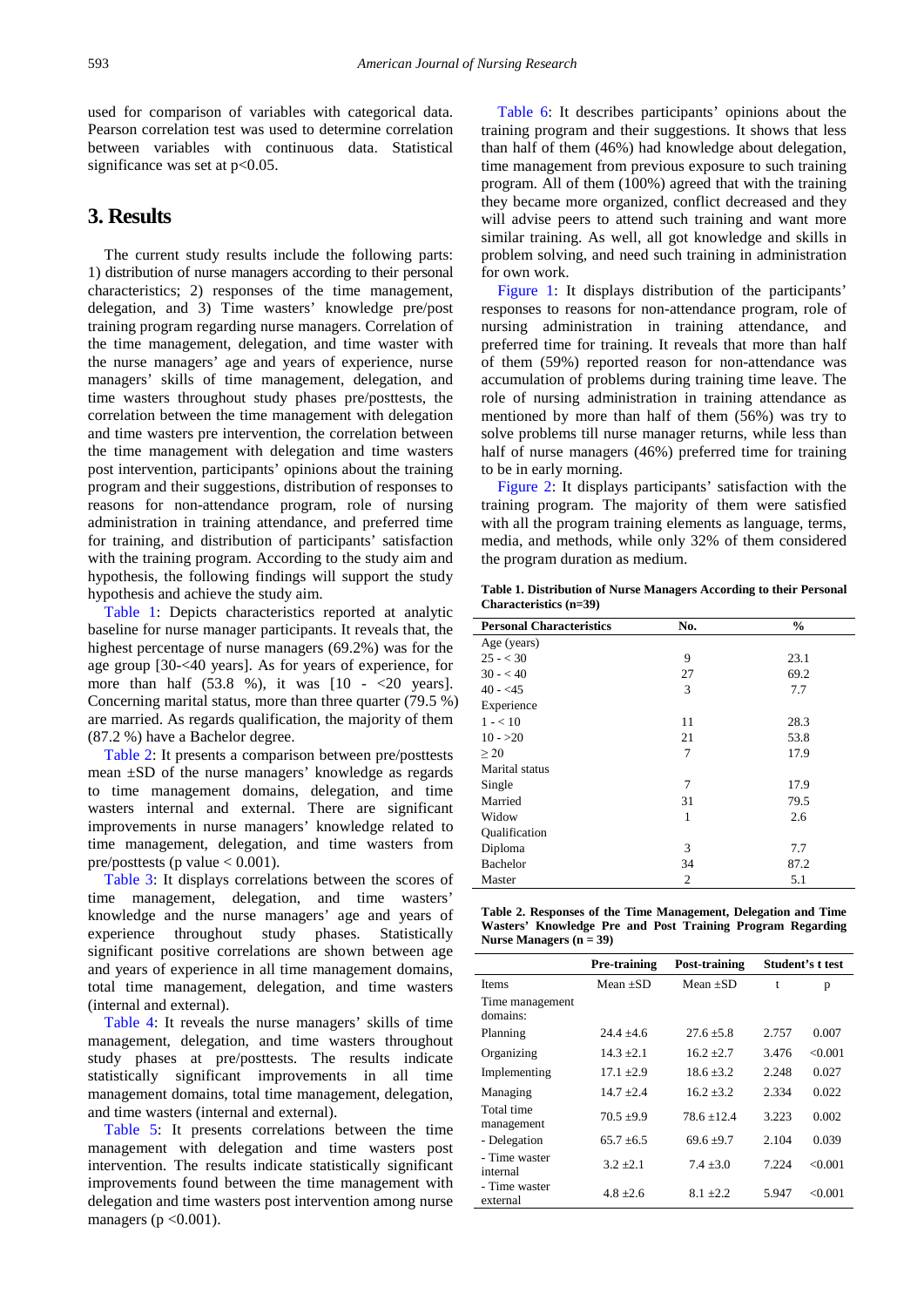used for comparison of variables with categorical data. Pearson correlation test was used to determine correlation between variables with continuous data. Statistical significance was set at $p<0.05$.

## 3. Results

The current study results include the following parts: 1) distribution of nurse managers according to their personal characteristics; 2) responses of the time management, delegation, and 3) Time wasters' knowledge pre/post training program regarding nurse managers. Correlation of the time management, delegation, and time waster with the nurse managers' age and years of experience, nurse managers' skills of time management, delegation, and time wasters throughout study phases pre/posttests, the correlation between the time management with delegation and time wasters pre intervention, the correlation between the time management with delegation and time wasters post intervention, participants' opinions about the training program and their suggestions, distribution of responses to reasons for non-attendance program, role of nursing administration in training attendance, and preferred time for training, and distribution of participants' satisfaction with the training program. According to the study aim and hypothesis, the following findings will support the study hypothesis and achieve the study aim.

Table 1: Depicts characteristics reported at analytic baseline for nurse manager participants. It reveals that, the highest percentage of nurse managers (69.2%) was for the age group [30-<40 years]. As for years of experience, for more than half (53.8 %), it was [10 - <20 years]. Concerning marital status, more than three quarter (79.5 %) are married. As regards qualification, the majority of them (87.2 %) have a Bachelor degree.

Table 2: It presents a comparison between pre/posttests mean ±SD of the nurse managers' knowledge as regards to time management domains, delegation, and time wasters internal and external. There are significant improvements in nurse managers' knowledge related to time management, delegation, and time wasters from pre/posttests (p value < 0.001).

Table 3: It displays correlations between the scores of time management, delegation, and time wasters' knowledge and the nurse managers' age and years of experience throughout study phases. Statistically significant positive correlations are shown between age and years of experience in all time management domains, total time management, delegation, and time wasters (internal and external).

Table 4: It reveals the nurse managers' skills of time management, delegation, and time wasters throughout study phases at pre/posttests. The results indicate statistically significant improvements in all time management domains, total time management, delegation, and time wasters (internal and external).

Table 5: It presents correlations between the time management with delegation and time wasters post intervention. The results indicate statistically significant improvements found between the time management with delegation and time wasters post intervention among nurse managers ($p<0.001$).

Table 6: It describes participants' opinions about the training program and their suggestions. It shows that less than half of them (46%) had knowledge about delegation, time management from previous exposure to such training program. All of them (100%) agreed that with the training they became more organized, conflict decreased and they will advise peers to attend such training and want more similar training. As well, all got knowledge and skills in problem solving, and need such training in administration for own work.

Figure 1: It displays distribution of the participants' responses to reasons for non-attendance program, role of nursing administration in training attendance, and preferred time for training. It reveals that more than half of them (59%) reported reason for non-attendance was accumulation of problems during training time leave. The role of nursing administration in training attendance as mentioned by more than half of them (56%) was try to solve problems till nurse manager returns, while less than half of nurse managers (46%) preferred time for training to be in early morning.

Figure 2: It displays participants' satisfaction with the training program. The majority of them were satisfied with all the program training elements as language, terms, media, and methods, while only 32% of them considered the program duration as medium.

**Table 1. Distribution of Nurse Managers According to their Personal Characteristics (n=39)**

| Personal Characteristics | No. | % |
|---|---|---|
| Age (years) | | |
| 25 - < 30 | 9 | 23.1 |
| 30 - < 40 | 27 | 69.2 |
| 40 - <45 | 3 | 7.7 |
| Experience | | |
| 1 - < 10 | 11 | 28.3 |
| 10 - >20 | 21 | 53.8 |
| ≥ 20 | 7 | 17.9 |
| Marital status | | |
| Single | 7 | 17.9 |
| Married | 31 | 79.5 |
| Widow | 1 | 2.6 |
| Qualification | | |
| Diploma | 3 | 7.7 |
| Bachelor | 34 | 87.2 |
| Master | 2 | 5.1 |

**Table 2. Responses of the Time Management, Delegation and Time Wasters' Knowledge Pre and Post Training Program Regarding Nurse Managers (n = 39)**

| | Pre-training | Post-training | Student's t test | |
|---|---|---|---|---|
| Items | Mean ±SD | Mean ±SD | t | p |
| Time management domains: | | | | |
| Planning | 24.4 ±4.6 | 27.6 ±5.8 | 2.757 | 0.007 |
| Organizing | 14.3 ±2.1 | 16.2 ±2.7 | 3.476 | <0.001 |
| Implementing | 17.1 ±2.9 | 18.6 ±3.2 | 2.248 | 0.027 |
| Managing | 14.7 ±2.4 | 16.2 ±3.2 | 2.334 | 0.022 |
| Total time management | 70.5 ±9.9 | 78.6 ±12.4 | 3.223 | 0.002 |
| - Delegation | 65.7 ±6.5 | 69.6 ±9.7 | 2.104 | 0.039 |
| - Time waster internal | 3.2 ±2.1 | 7.4 ±3.0 | 7.224 | <0.001 |
| - Time waster external | 4.8 ±2.6 | 8.1 ±2.2 | 5.947 | <0.001 |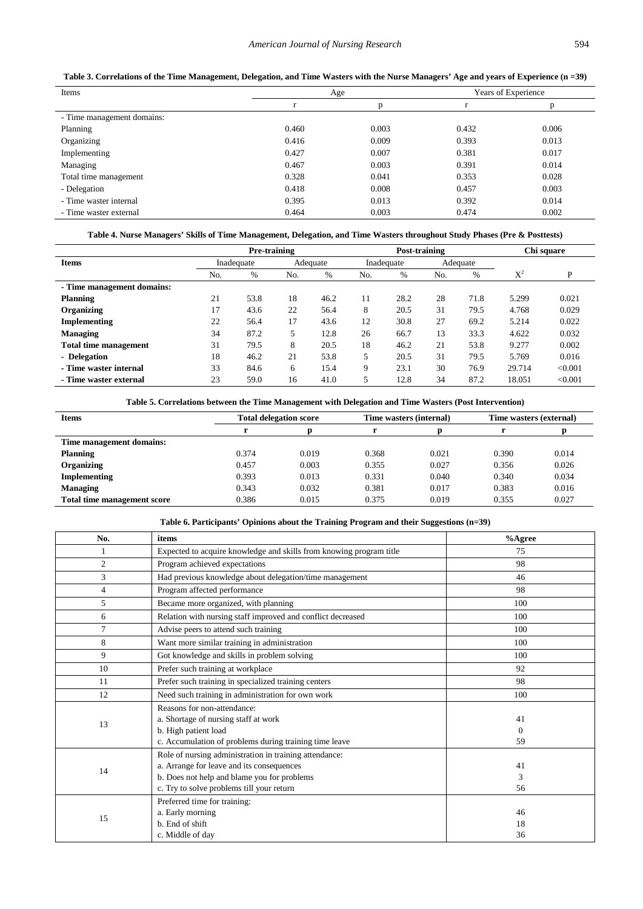**Table 3. Correlations of the Time Management, Delegation, and Time Wasters with the Nurse Managers' Age and years of Experience (n =39)**

| Items | Age | | Years of Experience | |
|---|---|---|---|---|
| | r | p | r | p |
| - Time management domains: | | | | |
| Planning | 0.460 | 0.003 | 0.432 | 0.006 |
| Organizing | 0.416 | 0.009 | 0.393 | 0.013 |
| Implementing | 0.427 | 0.007 | 0.381 | 0.017 |
| Managing | 0.467 | 0.003 | 0.391 | 0.014 |
| Total time management | 0.328 | 0.041 | 0.353 | 0.028 |
| - Delegation | 0.418 | 0.008 | 0.457 | 0.003 |
| - Time waster internal | 0.395 | 0.013 | 0.392 | 0.014 |
| - Time waster external | 0.464 | 0.003 | 0.474 | 0.002 |

**Table 4. Nurse Managers' Skills of Time Management, Delegation, and Time Wasters throughout Study Phases (Pre & Posttests)**

| Items | Pre-training | | | | Post-training | | | | Chi square | |
|---|---|---|---|---|---|---|---|---|---|---|
| | Inadequate | | Adequate | | Inadequate | | Adequate | | | |
| | No. | % | No. | % | No. | % | No. | % | $X^2$ | P |
| **- Time management domains:** | | | | | | | | | | |
| **Planning** | 21 | 53.8 | 18 | 46.2 | 11 | 28.2 | 28 | 71.8 | 5.299 | 0.021 |
| **Organizing** | 17 | 43.6 | 22 | 56.4 | 8 | 20.5 | 31 | 79.5 | 4.768 | 0.029 |
| **Implementing** | 22 | 56.4 | 17 | 43.6 | 12 | 30.8 | 27 | 69.2 | 5.214 | 0.022 |
| **Managing** | 34 | 87.2 | 5 | 12.8 | 26 | 66.7 | 13 | 33.3 | 4.622 | 0.032 |
| **Total time management** | 31 | 79.5 | 8 | 20.5 | 18 | 46.2 | 21 | 53.8 | 9.277 | 0.002 |
| **- Delegation** | 18 | 46.2 | 21 | 53.8 | 5 | 20.5 | 31 | 79.5 | 5.769 | 0.016 |
| **- Time waster internal** | 33 | 84.6 | 6 | 15.4 | 9 | 23.1 | 30 | 76.9 | 29.714 | <0.001 |
| **- Time waster external** | 23 | 59.0 | 16 | 41.0 | 5 | 12.8 | 34 | 87.2 | 18.051 | <0.001 |

**Table 5. Correlations between the Time Management with Delegation and Time Wasters (Post Intervention)**

| Items | Total delegation score | | Time wasters (internal) | | Time wasters (external) | |
|---|---|---|---|---|---|---|
| | r | p | r | p | r | p |
| **Time management domains:** | | | | | | |
| **Planning** | 0.374 | 0.019 | 0.368 | 0.021 | 0.390 | 0.014 |
| **Organizing** | 0.457 | 0.003 | 0.355 | 0.027 | 0.356 | 0.026 |
| **Implementing** | 0.393 | 0.013 | 0.331 | 0.040 | 0.340 | 0.034 |
| **Managing** | 0.343 | 0.032 | 0.381 | 0.017 | 0.383 | 0.016 |
| **Total time management score** | 0.386 | 0.015 | 0.375 | 0.019 | 0.355 | 0.027 |

**Table 6. Participants' Opinions about the Training Program and their Suggestions (n=39)**

| No. | items | %Agree |
|---|---|---|
| 1 | Expected to acquire knowledge and skills from knowing program title | 75 |
| 2 | Program achieved expectations | 98 |
| 3 | Had previous knowledge about delegation/time management | 46 |
| 4 | Program affected performance | 98 |
| 5 | Became more organized, with planning | 100 |
| 6 | Relation with nursing staff improved and conflict decreased | 100 |
| 7 | Advise peers to attend such training | 100 |
| 8 | Want more similar training in administration | 100 |
| 9 | Got knowledge and skills in problem solving | 100 |
| 10 | Prefer such training at workplace | 92 |
| 11 | Prefer such training in specialized training centers | 98 |
| 12 | Need such training in administration for own work | 100 |
| 13 | Reasons for non-attendance:<br>a. Shortage of nursing staff at work<br>b. High patient load<br>c. Accumulation of problems during training time leave | <br>41<br>0<br>59 |
| 14 | Role of nursing administration in training attendance:<br>a. Arrange for leave and its consequences<br>b. Does not help and blame you for problems<br>c. Try to solve problems till your return | <br>41<br>3<br>56 |
| 15 | Preferred time for training:<br>a. Early morning<br>b. End of shift<br>c. Middle of day | <br>46<br>18<br>36 |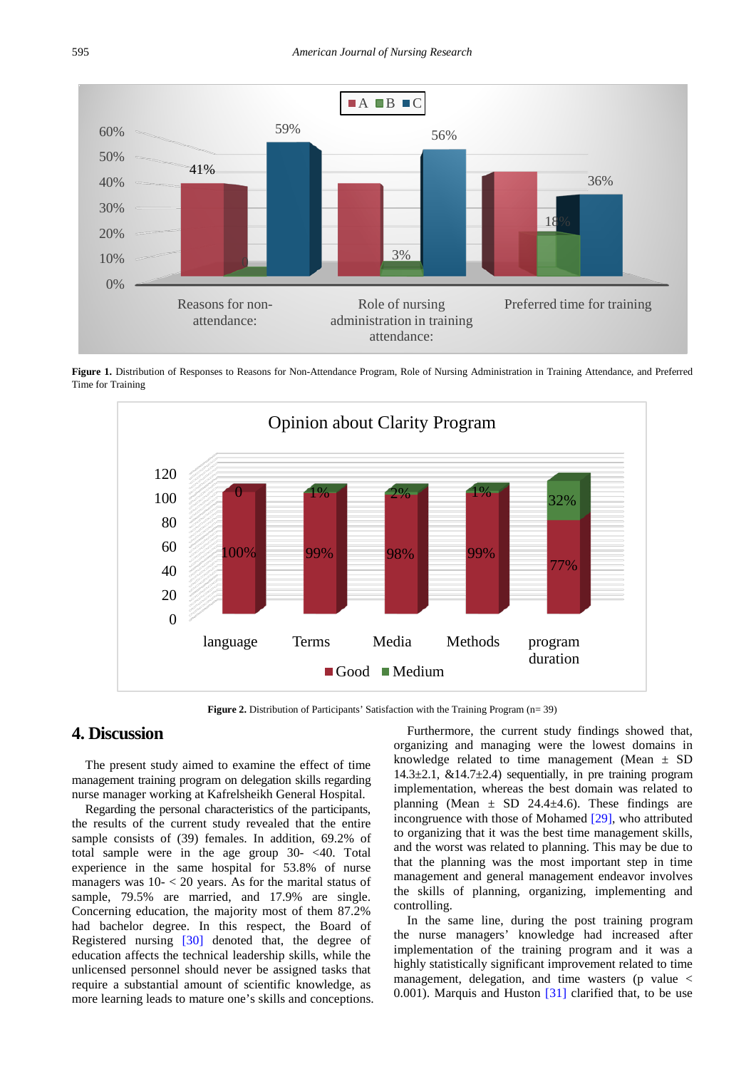**Figure 1.** Distribution of Responses to Reasons for Non-Attendance Program, Role of Nursing Administration in Training Attendance, and Preferred Time for Training

**Figure 2.** Distribution of Participants' Satisfaction with the Training Program (n= 39)

## 4. Discussion

The present study aimed to examine the effect of time management training program on delegation skills regarding nurse manager working at Kafrelsheikh General Hospital.

Regarding the personal characteristics of the participants, the results of the current study revealed that the entire sample consists of (39) females. In addition, 69.2% of total sample were in the age group 30- <40. Total experience in the same hospital for 53.8% of nurse managers was 10- < 20 years. As for the marital status of sample, 79.5% are married, and 17.9% are single. Concerning education, the majority most of them 87.2% had bachelor degree. In this respect, the Board of Registered nursing [30] denoted that, the degree of education affects the technical leadership skills, while the unlicensed personnel should never be assigned tasks that require a substantial amount of scientific knowledge, as more learning leads to mature one's skills and conceptions.

Furthermore, the current study findings showed that, organizing and managing were the lowest domains in knowledge related to time management (Mean ± SD 14.3±2.1, &14.7±2.4) sequentially, in pre training program implementation, whereas the best domain was related to planning (Mean ± SD 24.4±4.6). These findings are incongruence with those of Mohamed [29], who attributed to organizing that it was the best time management skills, and the worst was related to planning. This may be due to that the planning was the most important step in time management and general management endeavor involves the skills of planning, organizing, implementing and controlling.

In the same line, during the post training program the nurse managers' knowledge had increased after implementation of the training program and it was a highly statistically significant improvement related to time management, delegation, and time wasters (p value < 0.001). Marquis and Huston [31] clarified that, to be use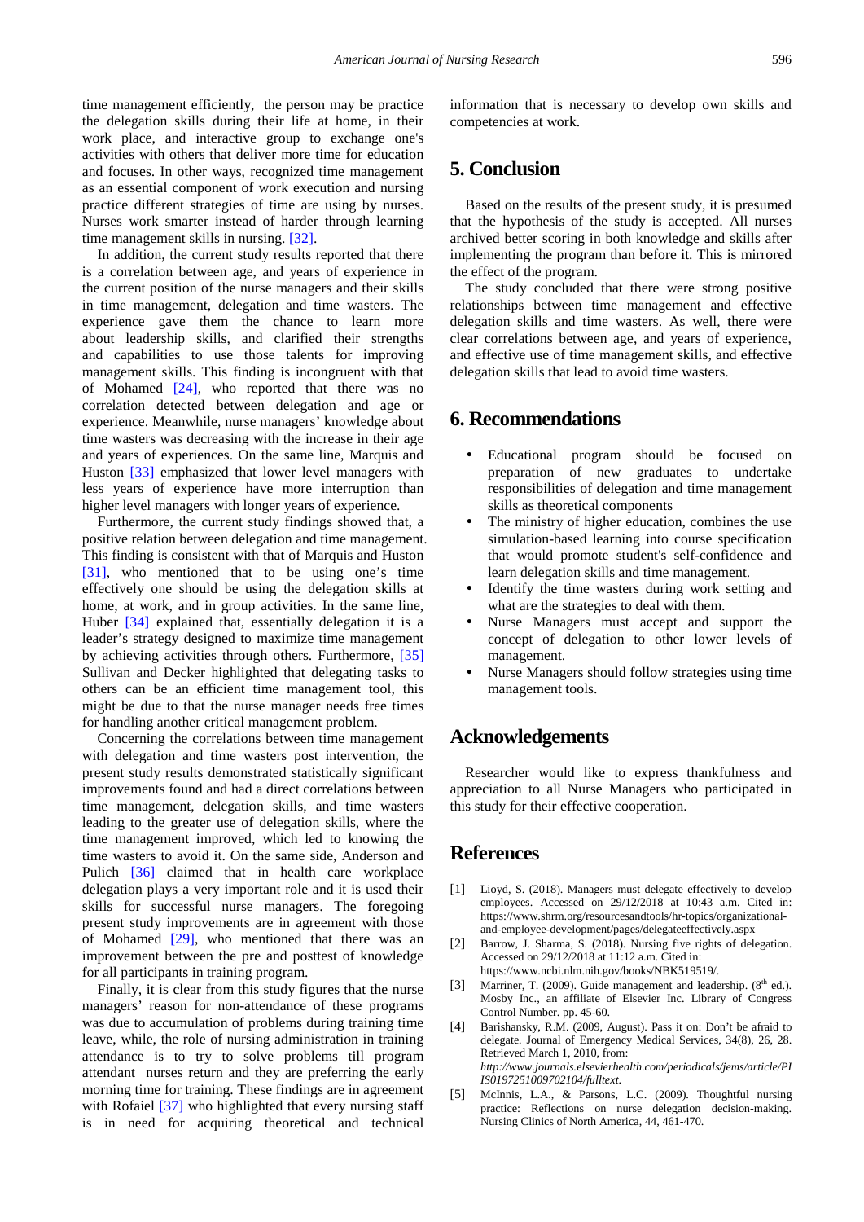time management efficiently, the person may be practice the delegation skills during their life at home, in their work place, and interactive group to exchange one's activities with others that deliver more time for education and focuses. In other ways, recognized time management as an essential component of work execution and nursing practice different strategies of time are using by nurses. Nurses work smarter instead of harder through learning time management skills in nursing. [32].

In addition, the current study results reported that there is a correlation between age, and years of experience in the current position of the nurse managers and their skills in time management, delegation and time wasters. The experience gave them the chance to learn more about leadership skills, and clarified their strengths and capabilities to use those talents for improving management skills. This finding is incongruent with that of Mohamed [24], who reported that there was no correlation detected between delegation and age or experience. Meanwhile, nurse managers' knowledge about time wasters was decreasing with the increase in their age and years of experiences. On the same line, Marquis and Huston [33] emphasized that lower level managers with less years of experience have more interruption than higher level managers with longer years of experience.

Furthermore, the current study findings showed that, a positive relation between delegation and time management. This finding is consistent with that of Marquis and Huston [31], who mentioned that to be using one's time effectively one should be using the delegation skills at home, at work, and in group activities. In the same line, Huber [34] explained that, essentially delegation it is a leader's strategy designed to maximize time management by achieving activities through others. Furthermore, [35] Sullivan and Decker highlighted that delegating tasks to others can be an efficient time management tool, this might be due to that the nurse manager needs free times for handling another critical management problem.

Concerning the correlations between time management with delegation and time wasters post intervention, the present study results demonstrated statistically significant improvements found and had a direct correlations between time management, delegation skills, and time wasters leading to the greater use of delegation skills, where the time management improved, which led to knowing the time wasters to avoid it. On the same side, Anderson and Pulich [36] claimed that in health care workplace delegation plays a very important role and it is used their skills for successful nurse managers. The foregoing present study improvements are in agreement with those of Mohamed [29], who mentioned that there was an improvement between the pre and posttest of knowledge for all participants in training program.

Finally, it is clear from this study figures that the nurse managers' reason for non-attendance of these programs was due to accumulation of problems during training time leave, while, the role of nursing administration in training attendance is to try to solve problems till program attendant nurses return and they are preferring the early morning time for training. These findings are in agreement with Rofaiel [37] who highlighted that every nursing staff is in need for acquiring theoretical and technical information that is necessary to develop own skills and competencies at work.

## 5. Conclusion

Based on the results of the present study, it is presumed that the hypothesis of the study is accepted. All nurses archived better scoring in both knowledge and skills after implementing the program than before it. This is mirrored the effect of the program.

The study concluded that there were strong positive relationships between time management and effective delegation skills and time wasters. As well, there were clear correlations between age, and years of experience, and effective use of time management skills, and effective delegation skills that lead to avoid time wasters.

## 6. Recommendations

- Educational program should be focused on preparation of new graduates to undertake responsibilities of delegation and time management skills as theoretical components
- The ministry of higher education, combines the use simulation-based learning into course specification that would promote student's self-confidence and learn delegation skills and time management.
- Identify the time wasters during work setting and what are the strategies to deal with them.
- Nurse Managers must accept and support the concept of delegation to other lower levels of management.
- Nurse Managers should follow strategies using time management tools.

## Acknowledgements

Researcher would like to express thankfulness and appreciation to all Nurse Managers who participated in this study for their effective cooperation.

## References

[1] Lioyd, S. (2018). Managers must delegate effectively to develop employees. Accessed on 29/12/2018 at 10:43 a.m. Cited in: https://www.shrm.org/resourcesandtools/hr-topics/organizational-and-employee-development/pages/delegateeffectively.aspx

[2] Barrow, J. Sharma, S. (2018). Nursing five rights of delegation. Accessed on 29/12/2018 at 11:12 a.m. Cited in: https://www.ncbi.nlm.nih.gov/books/NBK519519/.

[3] Marriner, T. (2009). Guide management and leadership. (8th ed.). Mosby Inc., an affiliate of Elsevier Inc. Library of Congress Control Number. pp. 45-60.

[4] Barishansky, R.M. (2009, August). Pass it on: Don't be afraid to delegate. Journal of Emergency Medical Services, 34(8), 26, 28. Retrieved March 1, 2010, from: *http://www.journals.elsevierhealth.com/periodicals/jems/article/PIIS0197251009702104/fulltext.*

[5] McInnis, L.A., & Parsons, L.C. (2009). Thoughtful nursing practice: Reflections on nurse delegation decision-making. Nursing Clinics of North America, 44, 461-470.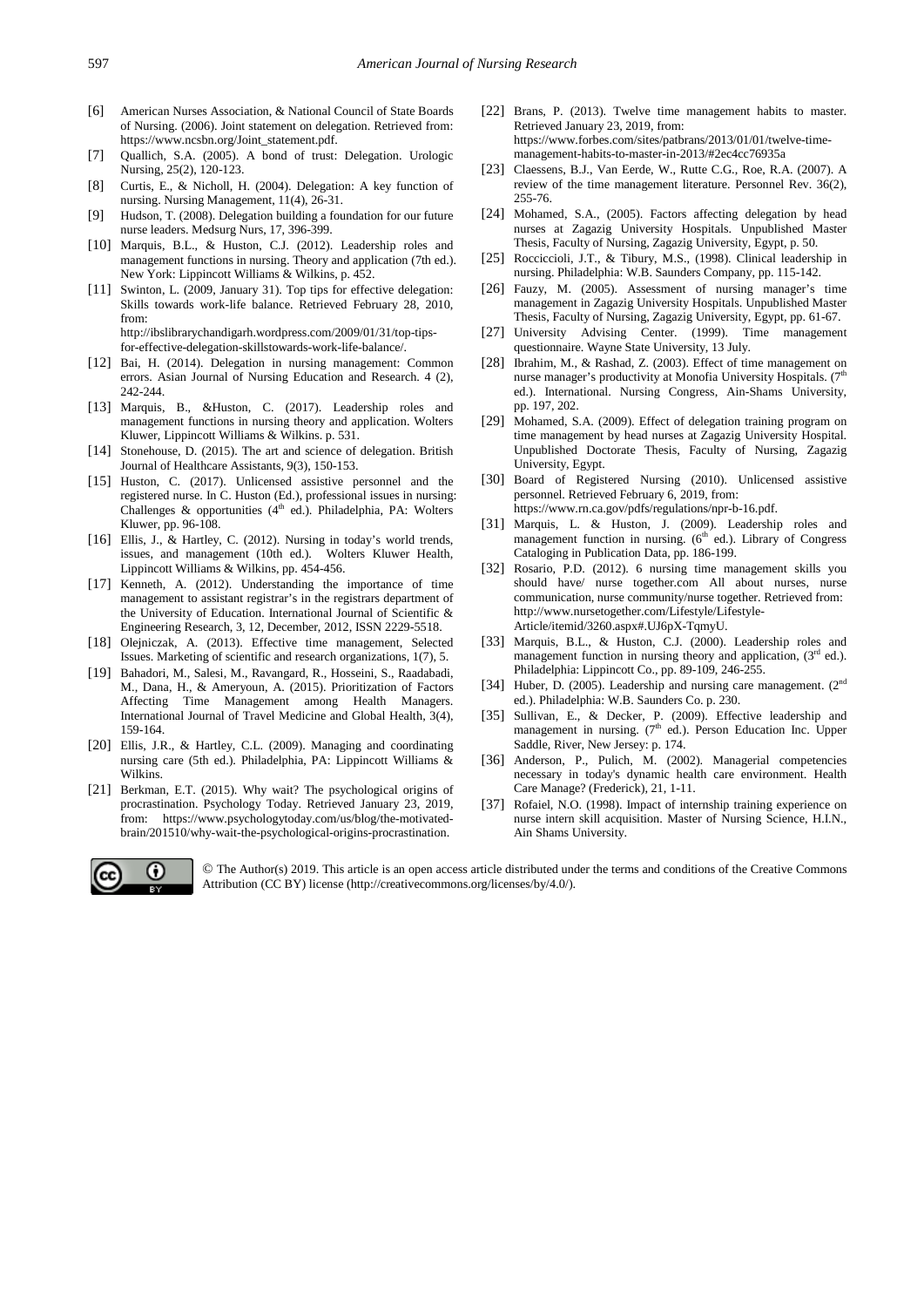[6] American Nurses Association, & National Council of State Boards of Nursing. (2006). Joint statement on delegation. Retrieved from: https://www.ncsbn.org/Joint_statement.pdf.

[7] Quallich, S.A. (2005). A bond of trust: Delegation. Urologic Nursing, 25(2), 120-123.

[8] Curtis, E., & Nicholl, H. (2004). Delegation: A key function of nursing. Nursing Management, 11(4), 26-31.

[9] Hudson, T. (2008). Delegation building a foundation for our future nurse leaders. Medsurg Nurs, 17, 396-399.

[10] Marquis, B.L., & Huston, C.J. (2012). Leadership roles and management functions in nursing. Theory and application (7th ed.). New York: Lippincott Williams & Wilkins, p. 452.

[11] Swinton, L. (2009, January 31). Top tips for effective delegation: Skills towards work-life balance. Retrieved February 28, 2010, from: http://ibslibrarychandigarh.wordpress.com/2009/01/31/top-tips-for-effective-delegation-skillstowards-work-life-balance/.

[12] Bai, H. (2014). Delegation in nursing management: Common errors. Asian Journal of Nursing Education and Research. 4 (2), 242-244.

[13] Marquis, B., &Huston, C. (2017). Leadership roles and management functions in nursing theory and application. Wolters Kluwer, Lippincott Williams & Wilkins. p. 531.

[14] Stonehouse, D. (2015). The art and science of delegation. British Journal of Healthcare Assistants, 9(3), 150-153.

[15] Huston, C. (2017). Unlicensed assistive personnel and the registered nurse. In C. Huston (Ed.), professional issues in nursing: Challenges & opportunities (4th ed.). Philadelphia, PA: Wolters Kluwer, pp. 96-108.

[16] Ellis, J., & Hartley, C. (2012). Nursing in today's world trends, issues, and management (10th ed.). Wolters Kluwer Health, Lippincott Williams & Wilkins, pp. 454-456.

[17] Kenneth, A. (2012). Understanding the importance of time management to assistant registrar's in the registrars department of the University of Education. International Journal of Scientific & Engineering Research, 3, 12, December, 2012, ISSN 2229-5518.

[18] Olejniczak, A. (2013). Effective time management, Selected Issues. Marketing of scientific and research organizations, 1(7), 5.

[19] Bahadori, M., Salesi, M., Ravangard, R., Hosseini, S., Raadabadi, M., Dana, H., & Ameryoun, A. (2015). Prioritization of Factors Affecting Time Management among Health Managers. International Journal of Travel Medicine and Global Health, 3(4), 159-164.

[20] Ellis, J.R., & Hartley, C.L. (2009). Managing and coordinating nursing care (5th ed.). Philadelphia, PA: Lippincott Williams & Wilkins.

[21] Berkman, E.T. (2015). Why wait? The psychological origins of procrastination. Psychology Today. Retrieved January 23, 2019, from: https://www.psychologytoday.com/us/blog/the-motivated-brain/201510/why-wait-the-psychological-origins-procrastination.

[22] Brans, P. (2013). Twelve time management habits to master. Retrieved January 23, 2019, from: https://www.forbes.com/sites/patbrans/2013/01/01/twelve-time-management-habits-to-master-in-2013/#2ec4cc76935a

[23] Claessens, B.J., Van Eerde, W., Rutte C.G., Roe, R.A. (2007). A review of the time management literature. Personnel Rev. 36(2), 255-76.

[24] Mohamed, S.A., (2005). Factors affecting delegation by head nurses at Zagazig University Hospitals. Unpublished Master Thesis, Faculty of Nursing, Zagazig University, Egypt, p. 50.

[25] Rocciccioli, J.T., & Tibury, M.S., (1998). Clinical leadership in nursing. Philadelphia: W.B. Saunders Company, pp. 115-142.

[26] Fauzy, M. (2005). Assessment of nursing manager's time management in Zagazig University Hospitals. Unpublished Master Thesis, Faculty of Nursing, Zagazig University, Egypt, pp. 61-67.

[27] University Advising Center. (1999). Time management questionnaire. Wayne State University, 13 July.

[28] Ibrahim, M., & Rashad, Z. (2003). Effect of time management on nurse manager's productivity at Monofia University Hospitals. (7th ed.). International. Nursing Congress, Ain-Shams University, pp. 197, 202.

[29] Mohamed, S.A. (2009). Effect of delegation training program on time management by head nurses at Zagazig University Hospital. Unpublished Doctorate Thesis, Faculty of Nursing, Zagazig University, Egypt.

[30] Board of Registered Nursing (2010). Unlicensed assistive personnel. Retrieved February 6, 2019, from: https://www.rn.ca.gov/pdfs/regulations/npr-b-16.pdf.

[31] Marquis, L. & Huston, J. (2009). Leadership roles and management function in nursing. (6th ed.). Library of Congress Cataloging in Publication Data, pp. 186-199.

[32] Rosario, P.D. (2012). 6 nursing time management skills you should have/ nurse together.com All about nurses, nurse communication, nurse community/nurse together. Retrieved from: http://www.nursetogether.com/Lifestyle/Lifestyle-Article/itemid/3260.aspx#.UJ6pX-TqmyU.

[33] Marquis, B.L., & Huston, C.J. (2000). Leadership roles and management function in nursing theory and application, (3rd ed.). Philadelphia: Lippincott Co., pp. 89-109, 246-255.

[34] Huber, D. (2005). Leadership and nursing care management. (2nd ed.). Philadelphia: W.B. Saunders Co. p. 230.

[35] Sullivan, E., & Decker, P. (2009). Effective leadership and management in nursing. (7th ed.). Person Education Inc. Upper Saddle, River, New Jersey: p. 174.

[36] Anderson, P., Pulich, M. (2002). Managerial competencies necessary in today's dynamic health care environment. Health Care Manage? (Frederick), 21, 1-11.

[37] Rofaiel, N.O. (1998). Impact of internship training experience on nurse intern skill acquisition. Master of Nursing Science, H.I.N., Ain Shams University.

© The Author(s) 2019. This article is an open access article distributed under the terms and conditions of the Creative Commons Attribution (CC BY) license (http://creativecommons.org/licenses/by/4.0/).